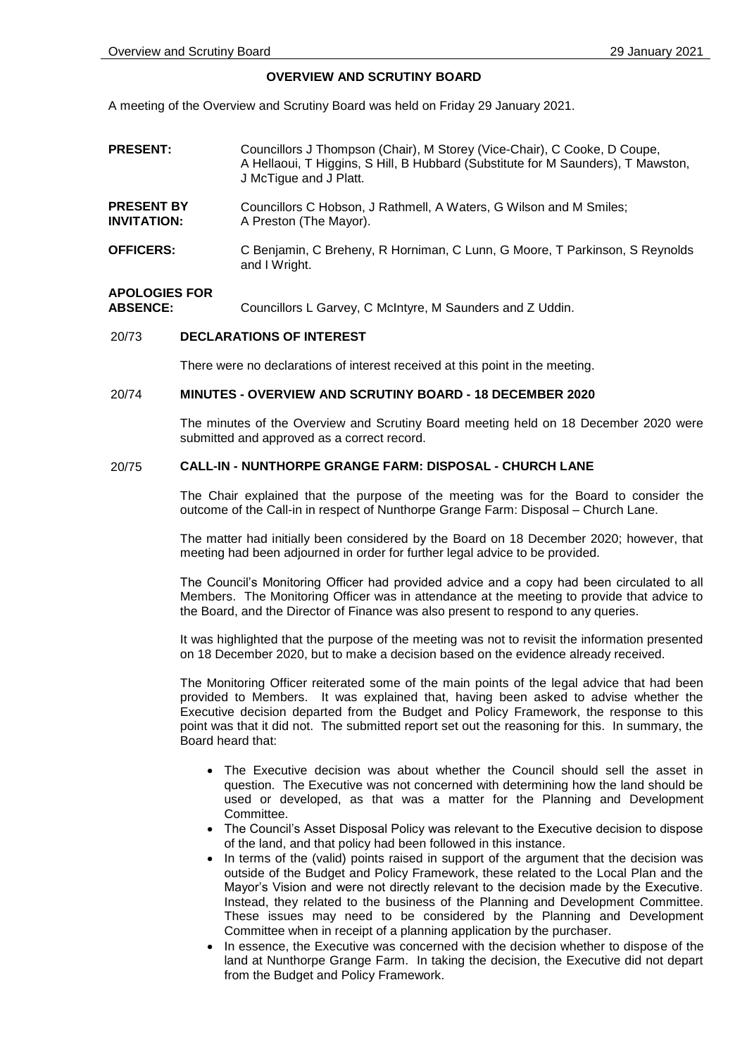# OVERVIEW AND SCRUTINY BOARD

A meeting of the Overview and Scrutiny Board was held on Friday 29 January 2021.

| | |
|---|---|
| **PRESENT:** | Councillors J Thompson (Chair), M Storey (Vice-Chair), C Cooke, D Coupe, A Hellaoui, T Higgins, S Hill, B Hubbard (Substitute for M Saunders), T Mawston, J McTigue and J Platt. |
| **PRESENT BY INVITATION:** | Councillors C Hobson, J Rathmell, A Waters, G Wilson and M Smiles; A Preston (The Mayor). |
| **OFFICERS:** | C Benjamin, C Breheny, R Horniman, C Lunn, G Moore, T Parkinson, S Reynolds and I Wright. |
| **APOLOGIES FOR ABSENCE:** | Councillors L Garvey, C McIntyre, M Saunders and Z Uddin. |

## 20/73 DECLARATIONS OF INTEREST

There were no declarations of interest received at this point in the meeting.

## 20/74 MINUTES - OVERVIEW AND SCRUTINY BOARD - 18 DECEMBER 2020

The minutes of the Overview and Scrutiny Board meeting held on 18 December 2020 were submitted and approved as a correct record.

## 20/75 CALL-IN - NUNTHORPE GRANGE FARM: DISPOSAL - CHURCH LANE

The Chair explained that the purpose of the meeting was for the Board to consider the outcome of the Call-in in respect of Nunthorpe Grange Farm: Disposal – Church Lane.

The matter had initially been considered by the Board on 18 December 2020; however, that meeting had been adjourned in order for further legal advice to be provided.

The Council's Monitoring Officer had provided advice and a copy had been circulated to all Members. The Monitoring Officer was in attendance at the meeting to provide that advice to the Board, and the Director of Finance was also present to respond to any queries.

It was highlighted that the purpose of the meeting was not to revisit the information presented on 18 December 2020, but to make a decision based on the evidence already received.

The Monitoring Officer reiterated some of the main points of the legal advice that had been provided to Members. It was explained that, having been asked to advise whether the Executive decision departed from the Budget and Policy Framework, the response to this point was that it did not. The submitted report set out the reasoning for this. In summary, the Board heard that:

- The Executive decision was about whether the Council should sell the asset in question. The Executive was not concerned with determining how the land should be used or developed, as that was a matter for the Planning and Development Committee.
- The Council's Asset Disposal Policy was relevant to the Executive decision to dispose of the land, and that policy had been followed in this instance.
- In terms of the (valid) points raised in support of the argument that the decision was outside of the Budget and Policy Framework, these related to the Local Plan and the Mayor's Vision and were not directly relevant to the decision made by the Executive. Instead, they related to the business of the Planning and Development Committee. These issues may need to be considered by the Planning and Development Committee when in receipt of a planning application by the purchaser.
- In essence, the Executive was concerned with the decision whether to dispose of the land at Nunthorpe Grange Farm. In taking the decision, the Executive did not depart from the Budget and Policy Framework.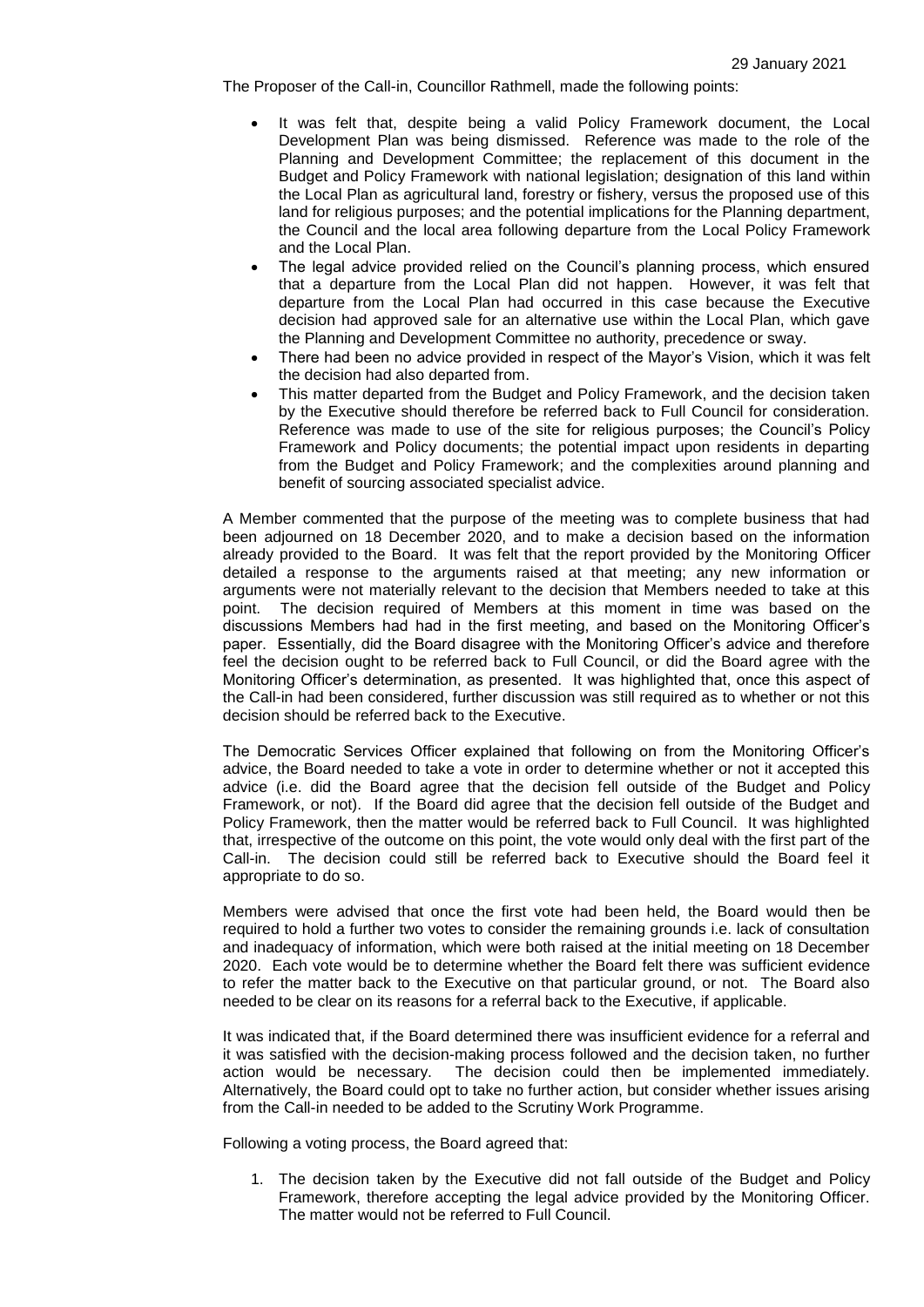The Proposer of the Call-in, Councillor Rathmell, made the following points:

- It was felt that, despite being a valid Policy Framework document, the Local Development Plan was being dismissed. Reference was made to the role of the Planning and Development Committee; the replacement of this document in the Budget and Policy Framework with national legislation; designation of this land within the Local Plan as agricultural land, forestry or fishery, versus the proposed use of this land for religious purposes; and the potential implications for the Planning department, the Council and the local area following departure from the Local Policy Framework and the Local Plan.
- The legal advice provided relied on the Council's planning process, which ensured that a departure from the Local Plan did not happen. However, it was felt that departure from the Local Plan had occurred in this case because the Executive decision had approved sale for an alternative use within the Local Plan, which gave the Planning and Development Committee no authority, precedence or sway.
- There had been no advice provided in respect of the Mayor's Vision, which it was felt the decision had also departed from.
- This matter departed from the Budget and Policy Framework, and the decision taken by the Executive should therefore be referred back to Full Council for consideration. Reference was made to use of the site for religious purposes; the Council's Policy Framework and Policy documents; the potential impact upon residents in departing from the Budget and Policy Framework; and the complexities around planning and benefit of sourcing associated specialist advice.

A Member commented that the purpose of the meeting was to complete business that had been adjourned on 18 December 2020, and to make a decision based on the information already provided to the Board. It was felt that the report provided by the Monitoring Officer detailed a response to the arguments raised at that meeting; any new information or arguments were not materially relevant to the decision that Members needed to take at this point. The decision required of Members at this moment in time was based on the discussions Members had had in the first meeting, and based on the Monitoring Officer's paper. Essentially, did the Board disagree with the Monitoring Officer's advice and therefore feel the decision ought to be referred back to Full Council, or did the Board agree with the Monitoring Officer's determination, as presented. It was highlighted that, once this aspect of the Call-in had been considered, further discussion was still required as to whether or not this decision should be referred back to the Executive.

The Democratic Services Officer explained that following on from the Monitoring Officer's advice, the Board needed to take a vote in order to determine whether or not it accepted this advice (i.e. did the Board agree that the decision fell outside of the Budget and Policy Framework, or not). If the Board did agree that the decision fell outside of the Budget and Policy Framework, then the matter would be referred back to Full Council. It was highlighted that, irrespective of the outcome on this point, the vote would only deal with the first part of the Call-in. The decision could still be referred back to Executive should the Board feel it appropriate to do so.

Members were advised that once the first vote had been held, the Board would then be required to hold a further two votes to consider the remaining grounds i.e. lack of consultation and inadequacy of information, which were both raised at the initial meeting on 18 December 2020. Each vote would be to determine whether the Board felt there was sufficient evidence to refer the matter back to the Executive on that particular ground, or not. The Board also needed to be clear on its reasons for a referral back to the Executive, if applicable.

It was indicated that, if the Board determined there was insufficient evidence for a referral and it was satisfied with the decision-making process followed and the decision taken, no further action would be necessary. The decision could then be implemented immediately. Alternatively, the Board could opt to take no further action, but consider whether issues arising from the Call-in needed to be added to the Scrutiny Work Programme.

Following a voting process, the Board agreed that:

1. The decision taken by the Executive did not fall outside of the Budget and Policy Framework, therefore accepting the legal advice provided by the Monitoring Officer. The matter would not be referred to Full Council.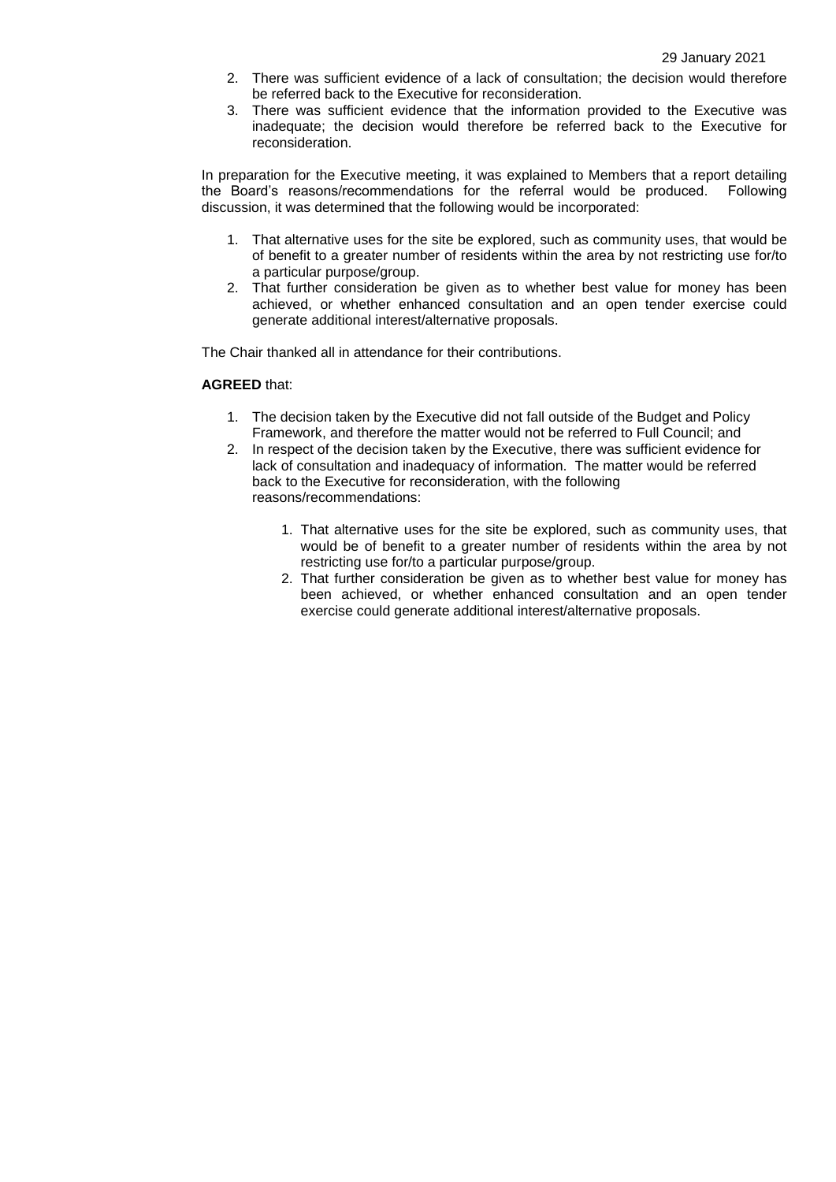2. There was sufficient evidence of a lack of consultation; the decision would therefore be referred back to the Executive for reconsideration.
3. There was sufficient evidence that the information provided to the Executive was inadequate; the decision would therefore be referred back to the Executive for reconsideration.

In preparation for the Executive meeting, it was explained to Members that a report detailing the Board's reasons/recommendations for the referral would be produced. Following discussion, it was determined that the following would be incorporated:

1. That alternative uses for the site be explored, such as community uses, that would be of benefit to a greater number of residents within the area by not restricting use for/to a particular purpose/group.
2. That further consideration be given as to whether best value for money has been achieved, or whether enhanced consultation and an open tender exercise could generate additional interest/alternative proposals.

The Chair thanked all in attendance for their contributions.

**AGREED** that:

1. The decision taken by the Executive did not fall outside of the Budget and Policy Framework, and therefore the matter would not be referred to Full Council; and
2. In respect of the decision taken by the Executive, there was sufficient evidence for lack of consultation and inadequacy of information. The matter would be referred back to the Executive for reconsideration, with the following reasons/recommendations:

    1. That alternative uses for the site be explored, such as community uses, that would be of benefit to a greater number of residents within the area by not restricting use for/to a particular purpose/group.
    2. That further consideration be given as to whether best value for money has been achieved, or whether enhanced consultation and an open tender exercise could generate additional interest/alternative proposals.